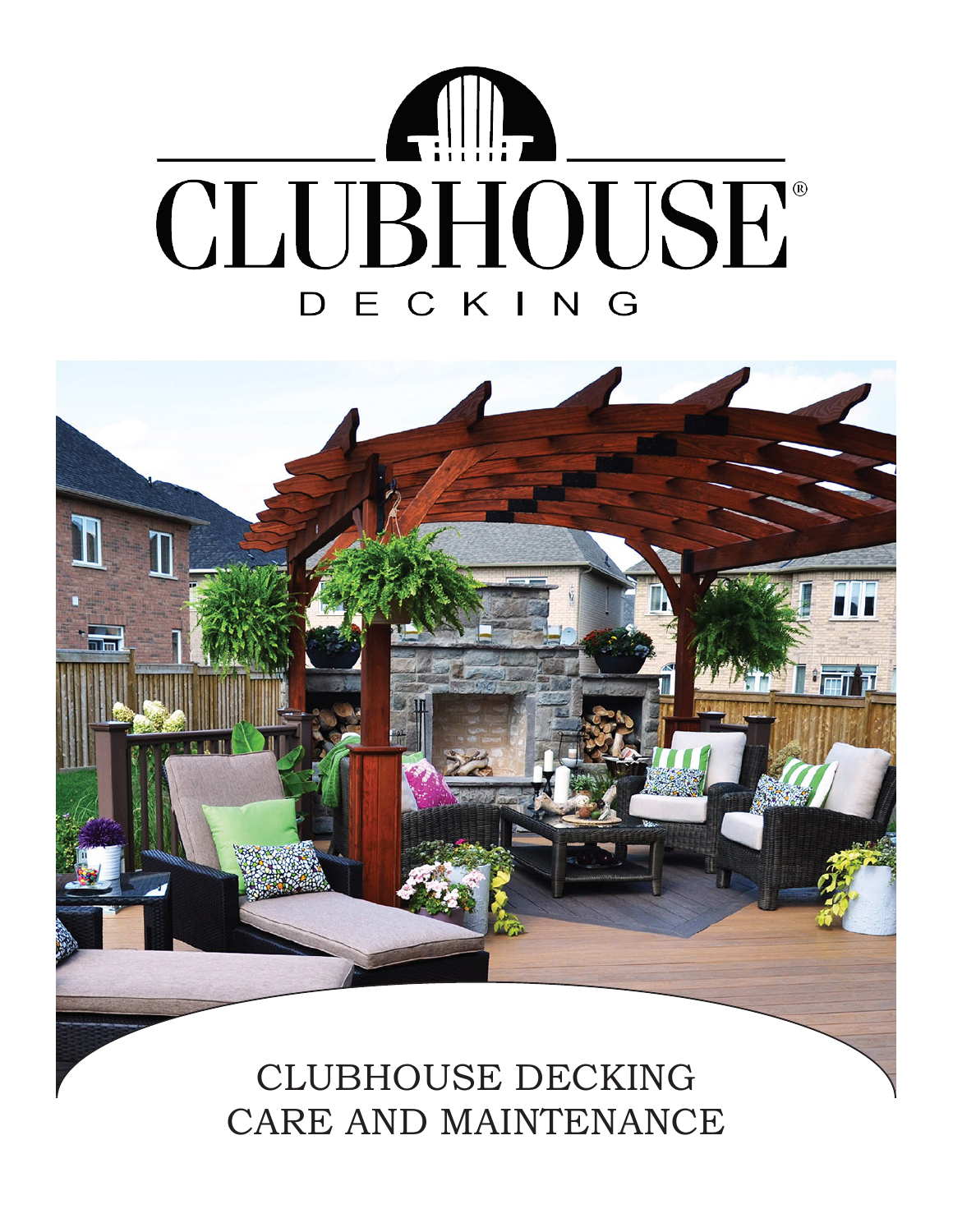# CLUBHOUSE®

DECKING

## CLUBHOUSE DECKING CARE AND MAINTENANCE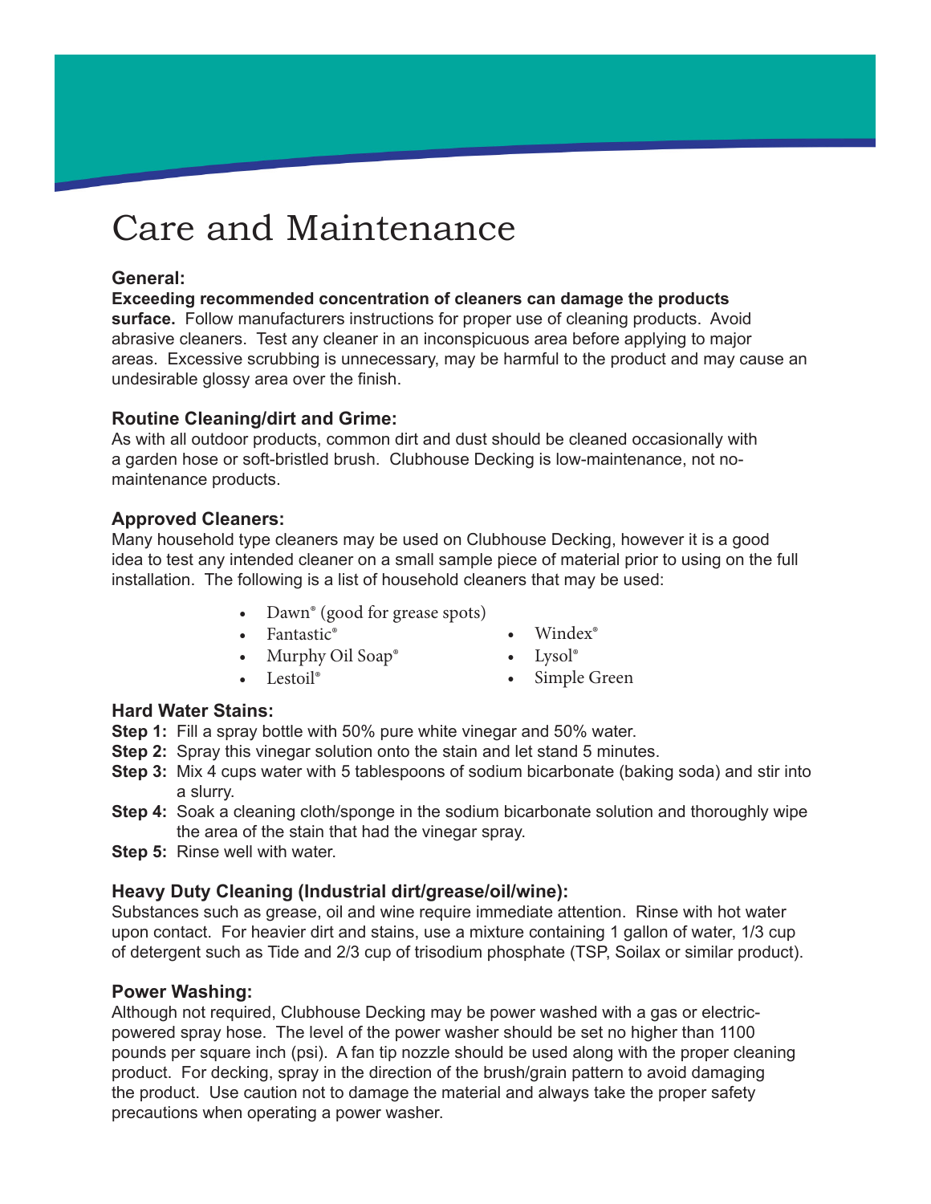# Care and Maintenance

### General:

**Exceeding recommended concentration of cleaners can damage the products surface.** Follow manufacturers instructions for proper use of cleaning products. Avoid abrasive cleaners. Test any cleaner in an inconspicuous area before applying to major areas. Excessive scrubbing is unnecessary, may be harmful to the product and may cause an undesirable glossy area over the finish.

### Routine Cleaning/dirt and Grime:

As with all outdoor products, common dirt and dust should be cleaned occasionally with a garden hose or soft-bristled brush. Clubhouse Decking is low-maintenance, not no-maintenance products.

### Approved Cleaners:

Many household type cleaners may be used on Clubhouse Decking, however it is a good idea to test any intended cleaner on a small sample piece of material prior to using on the full installation. The following is a list of household cleaners that may be used:

- Dawn® (good for grease spots)
- Fantastic®
- Murphy Oil Soap®
- Lestoil®
- Windex®
- Lysol®
- Simple Green

### Hard Water Stains:

**Step 1:** Fill a spray bottle with 50% pure white vinegar and 50% water.
**Step 2:** Spray this vinegar solution onto the stain and let stand 5 minutes.
**Step 3:** Mix 4 cups water with 5 tablespoons of sodium bicarbonate (baking soda) and stir into a slurry.
**Step 4:** Soak a cleaning cloth/sponge in the sodium bicarbonate solution and thoroughly wipe the area of the stain that had the vinegar spray.
**Step 5:** Rinse well with water.

### Heavy Duty Cleaning (Industrial dirt/grease/oil/wine):

Substances such as grease, oil and wine require immediate attention. Rinse with hot water upon contact. For heavier dirt and stains, use a mixture containing 1 gallon of water, 1/3 cup of detergent such as Tide and 2/3 cup of trisodium phosphate (TSP, Soilax or similar product).

### Power Washing:

Although not required, Clubhouse Decking may be power washed with a gas or electric-powered spray hose. The level of the power washer should be set no higher than 1100 pounds per square inch (psi). A fan tip nozzle should be used along with the proper cleaning product. For decking, spray in the direction of the brush/grain pattern to avoid damaging the product. Use caution not to damage the material and always take the proper safety precautions when operating a power washer.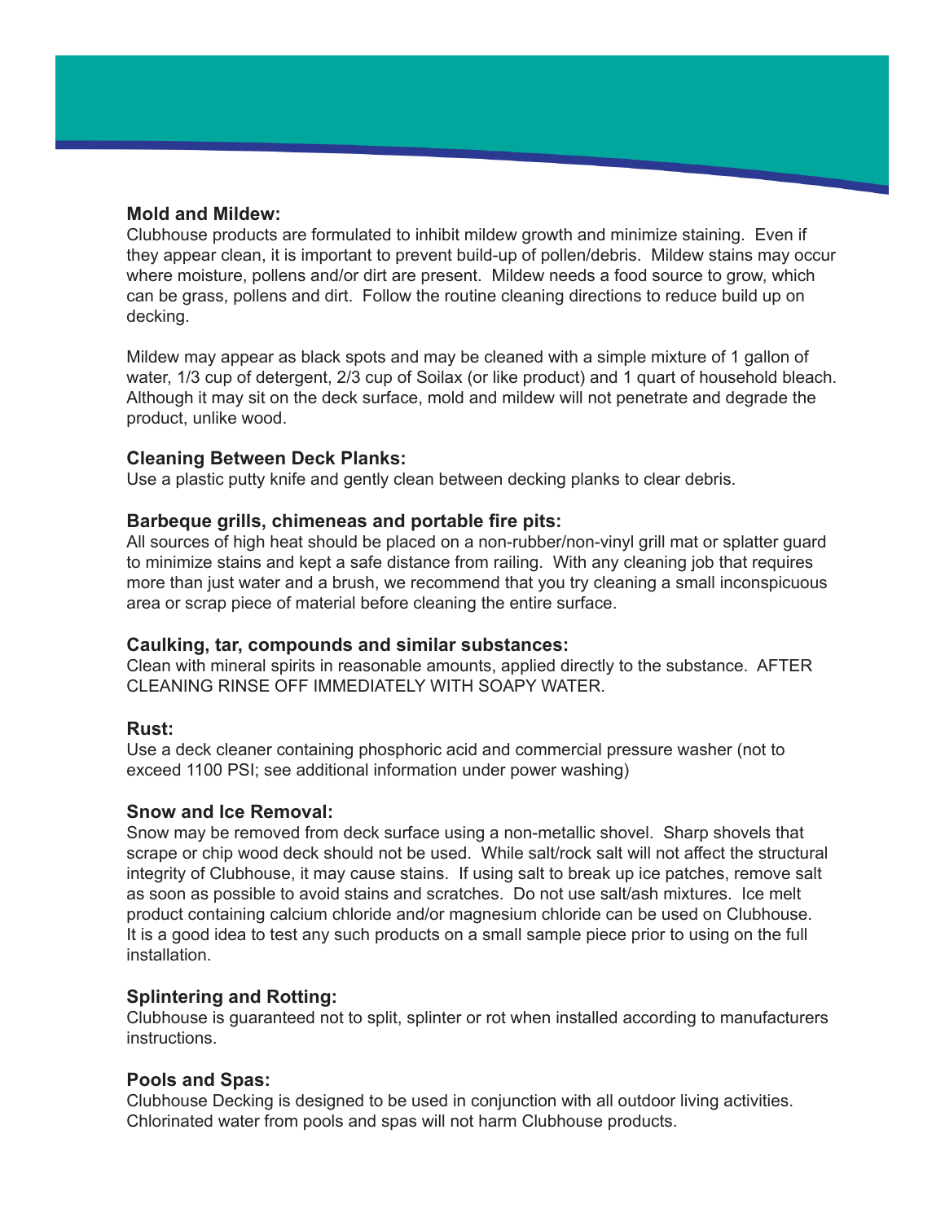## Mold and Mildew:

Clubhouse products are formulated to inhibit mildew growth and minimize staining. Even if they appear clean, it is important to prevent build-up of pollen/debris. Mildew stains may occur where moisture, pollens and/or dirt are present. Mildew needs a food source to grow, which can be grass, pollens and dirt. Follow the routine cleaning directions to reduce build up on decking.

Mildew may appear as black spots and may be cleaned with a simple mixture of 1 gallon of water, 1/3 cup of detergent, 2/3 cup of Soilax (or like product) and 1 quart of household bleach. Although it may sit on the deck surface, mold and mildew will not penetrate and degrade the product, unlike wood.

## Cleaning Between Deck Planks:

Use a plastic putty knife and gently clean between decking planks to clear debris.

## Barbeque grills, chimeneas and portable fire pits:

All sources of high heat should be placed on a non-rubber/non-vinyl grill mat or splatter guard to minimize stains and kept a safe distance from railing. With any cleaning job that requires more than just water and a brush, we recommend that you try cleaning a small inconspicuous area or scrap piece of material before cleaning the entire surface.

## Caulking, tar, compounds and similar substances:

Clean with mineral spirits in reasonable amounts, applied directly to the substance. AFTER CLEANING RINSE OFF IMMEDIATELY WITH SOAPY WATER.

## Rust:

Use a deck cleaner containing phosphoric acid and commercial pressure washer (not to exceed 1100 PSI; see additional information under power washing)

## Snow and Ice Removal:

Snow may be removed from deck surface using a non-metallic shovel. Sharp shovels that scrape or chip wood deck should not be used. While salt/rock salt will not affect the structural integrity of Clubhouse, it may cause stains. If using salt to break up ice patches, remove salt as soon as possible to avoid stains and scratches. Do not use salt/ash mixtures. Ice melt product containing calcium chloride and/or magnesium chloride can be used on Clubhouse. It is a good idea to test any such products on a small sample piece prior to using on the full installation.

## Splintering and Rotting:

Clubhouse is guaranteed not to split, splinter or rot when installed according to manufacturers instructions.

## Pools and Spas:

Clubhouse Decking is designed to be used in conjunction with all outdoor living activities. Chlorinated water from pools and spas will not harm Clubhouse products.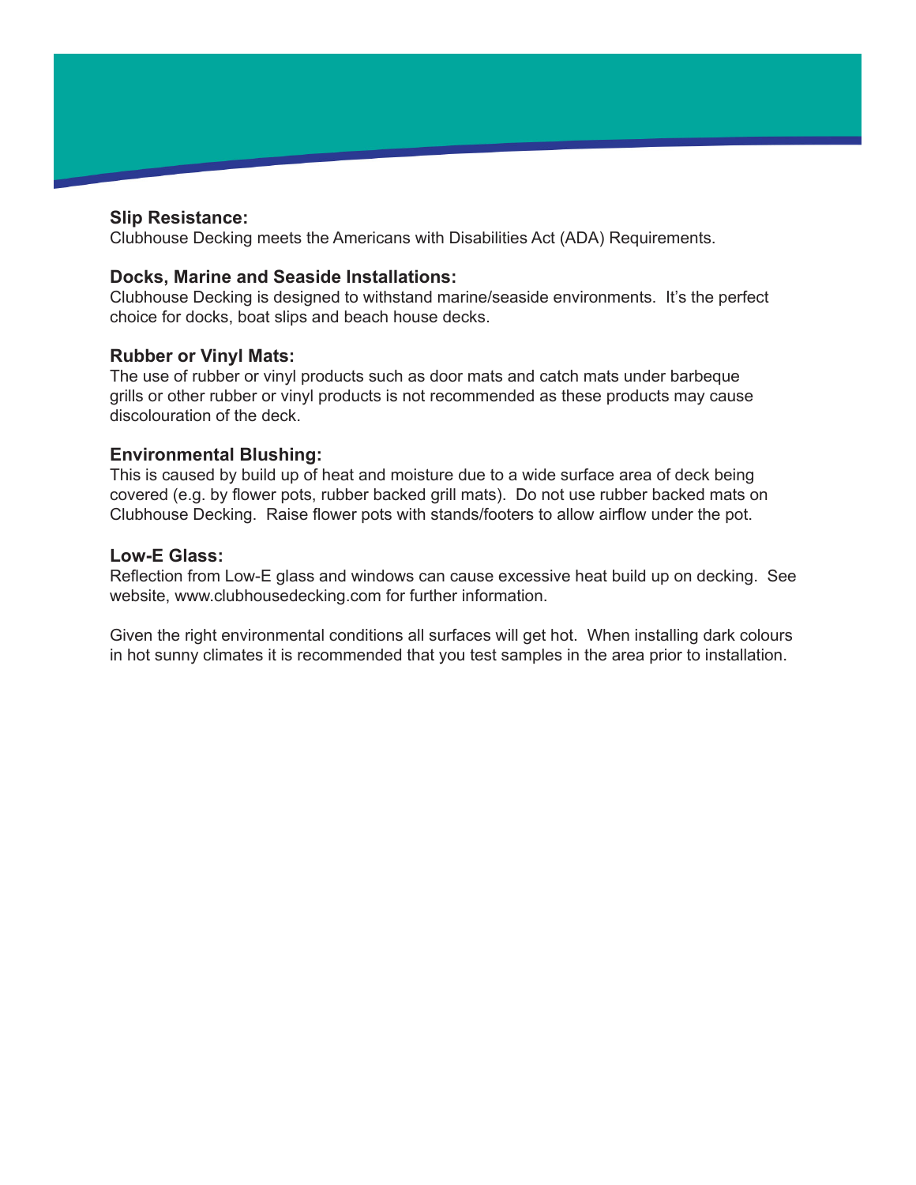**Slip Resistance:**
Clubhouse Decking meets the Americans with Disabilities Act (ADA) Requirements.

**Docks, Marine and Seaside Installations:**
Clubhouse Decking is designed to withstand marine/seaside environments. It's the perfect choice for docks, boat slips and beach house decks.

**Rubber or Vinyl Mats:**
The use of rubber or vinyl products such as door mats and catch mats under barbeque grills or other rubber or vinyl products is not recommended as these products may cause discolouration of the deck.

**Environmental Blushing:**
This is caused by build up of heat and moisture due to a wide surface area of deck being covered (e.g. by flower pots, rubber backed grill mats). Do not use rubber backed mats on Clubhouse Decking. Raise flower pots with stands/footers to allow airflow under the pot.

**Low-E Glass:**
Reflection from Low-E glass and windows can cause excessive heat build up on decking. See website, www.clubhousedecking.com for further information.

Given the right environmental conditions all surfaces will get hot. When installing dark colours in hot sunny climates it is recommended that you test samples in the area prior to installation.